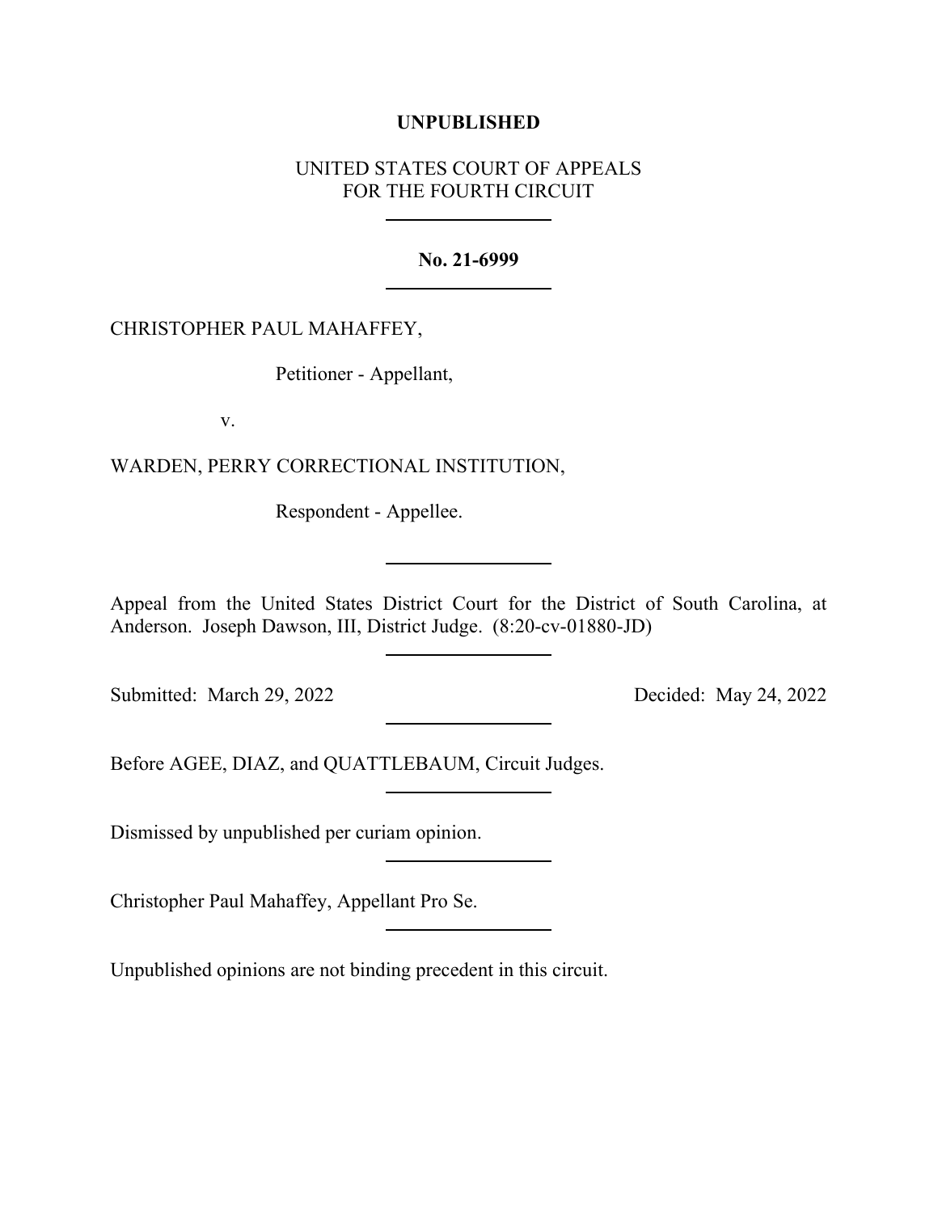**UNPUBLISHED**

UNITED STATES COURT OF APPEALS
FOR THE FOURTH CIRCUIT

---

**No. 21-6999**

---

CHRISTOPHER PAUL MAHAFFEY,

Petitioner - Appellant,

v.

WARDEN, PERRY CORRECTIONAL INSTITUTION,

Respondent - Appellee.

---

Appeal from the United States District Court for the District of South Carolina, at Anderson. Joseph Dawson, III, District Judge. (8:20-cv-01880-JD)

---

Submitted: March 29, 2022 Decided: May 24, 2022

---

Before AGEE, DIAZ, and QUATTLEBAUM, Circuit Judges.

---

Dismissed by unpublished per curiam opinion.

---

Christopher Paul Mahaffey, Appellant Pro Se.

---

Unpublished opinions are not binding precedent in this circuit.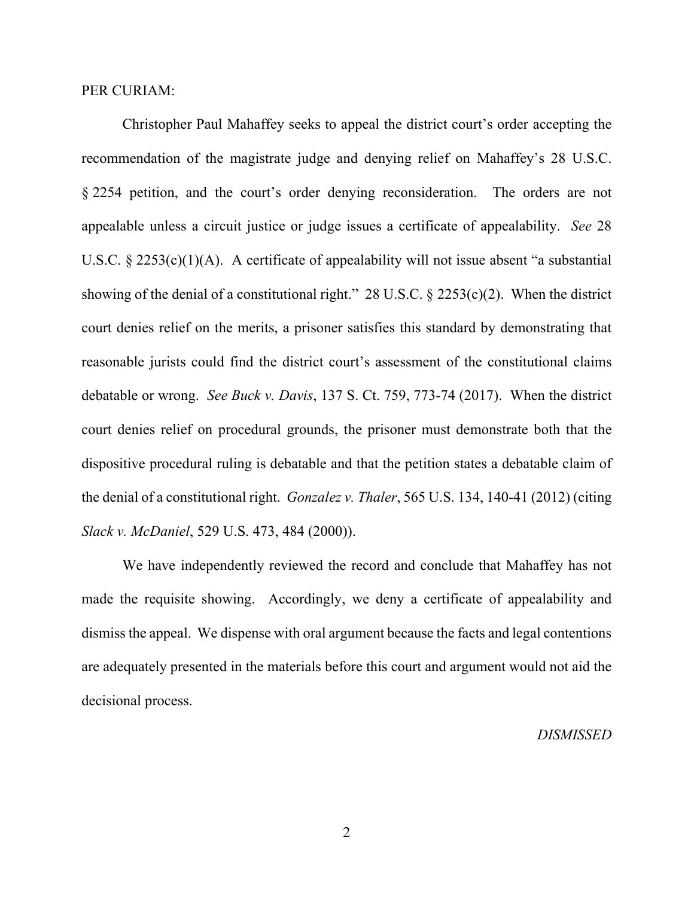PER CURIAM:

Christopher Paul Mahaffey seeks to appeal the district court's order accepting the recommendation of the magistrate judge and denying relief on Mahaffey's 28 U.S.C. § 2254 petition, and the court's order denying reconsideration. The orders are not appealable unless a circuit justice or judge issues a certificate of appealability. *See* 28 U.S.C. § 2253(c)(1)(A). A certificate of appealability will not issue absent "a substantial showing of the denial of a constitutional right." 28 U.S.C. § 2253(c)(2). When the district court denies relief on the merits, a prisoner satisfies this standard by demonstrating that reasonable jurists could find the district court's assessment of the constitutional claims debatable or wrong. *See Buck v. Davis*, 137 S. Ct. 759, 773-74 (2017). When the district court denies relief on procedural grounds, the prisoner must demonstrate both that the dispositive procedural ruling is debatable and that the petition states a debatable claim of the denial of a constitutional right. *Gonzalez v. Thaler*, 565 U.S. 134, 140-41 (2012) (citing *Slack v. McDaniel*, 529 U.S. 473, 484 (2000)).

We have independently reviewed the record and conclude that Mahaffey has not made the requisite showing. Accordingly, we deny a certificate of appealability and dismiss the appeal. We dispense with oral argument because the facts and legal contentions are adequately presented in the materials before this court and argument would not aid the decisional process.

*DISMISSED*